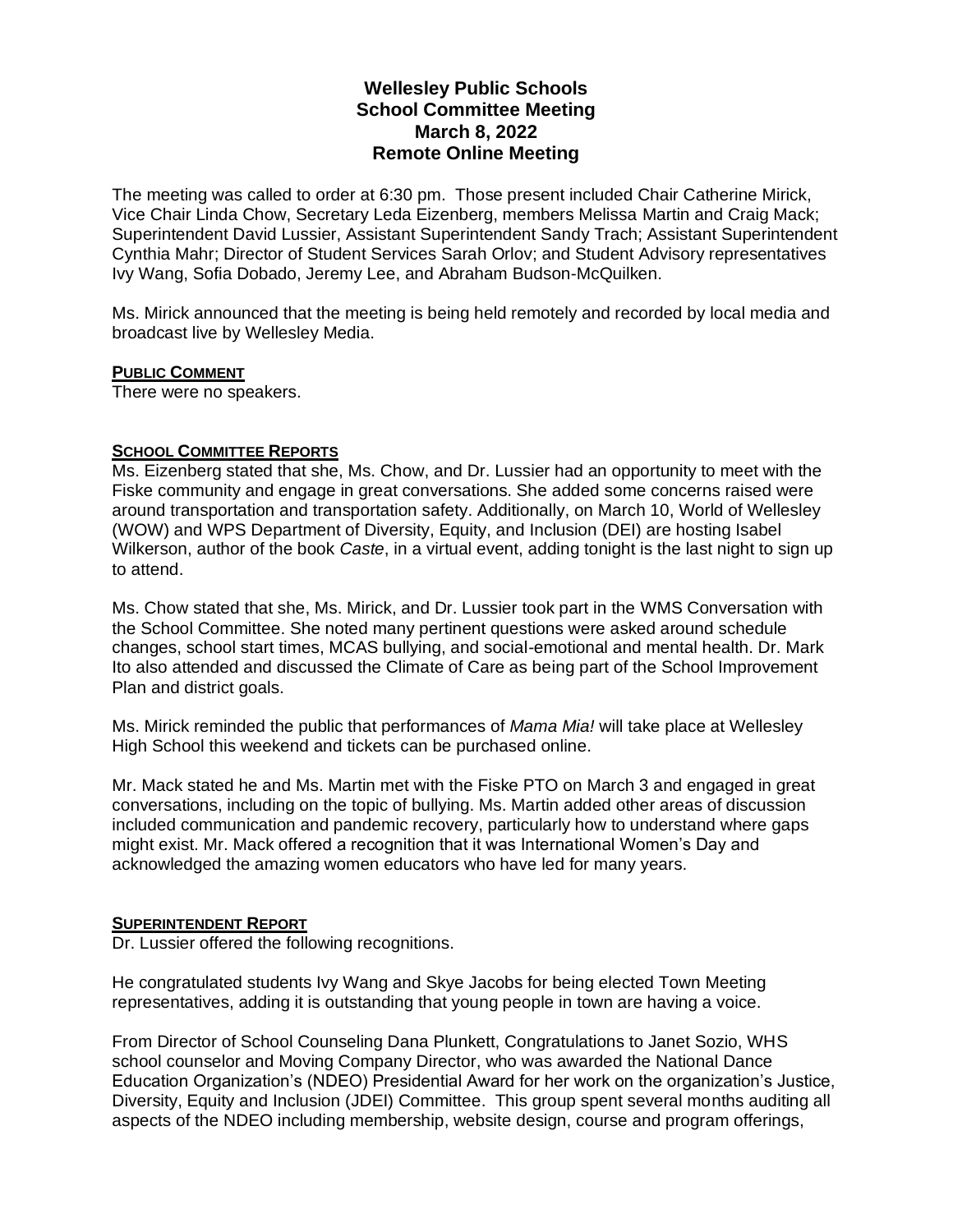# Wellesley Public Schools
## School Committee Meeting
## March 8, 2022
## Remote Online Meeting

The meeting was called to order at 6:30 pm. Those present included Chair Catherine Mirick, Vice Chair Linda Chow, Secretary Leda Eizenberg, members Melissa Martin and Craig Mack; Superintendent David Lussier, Assistant Superintendent Sandy Trach; Assistant Superintendent Cynthia Mahr; Director of Student Services Sarah Orlov; and Student Advisory representatives Ivy Wang, Sofia Dobado, Jeremy Lee, and Abraham Budson-McQuilken.

Ms. Mirick announced that the meeting is being held remotely and recorded by local media and broadcast live by Wellesley Media.

**PUBLIC COMMENT**

There were no speakers.

**SCHOOL COMMITTEE REPORTS**

Ms. Eizenberg stated that she, Ms. Chow, and Dr. Lussier had an opportunity to meet with the Fiske community and engage in great conversations. She added some concerns raised were around transportation and transportation safety. Additionally, on March 10, World of Wellesley (WOW) and WPS Department of Diversity, Equity, and Inclusion (DEI) are hosting Isabel Wilkerson, author of the book *Caste*, in a virtual event, adding tonight is the last night to sign up to attend.

Ms. Chow stated that she, Ms. Mirick, and Dr. Lussier took part in the WMS Conversation with the School Committee. She noted many pertinent questions were asked around schedule changes, school start times, MCAS bullying, and social-emotional and mental health. Dr. Mark Ito also attended and discussed the Climate of Care as being part of the School Improvement Plan and district goals.

Ms. Mirick reminded the public that performances of *Mama Mia!* will take place at Wellesley High School this weekend and tickets can be purchased online.

Mr. Mack stated he and Ms. Martin met with the Fiske PTO on March 3 and engaged in great conversations, including on the topic of bullying. Ms. Martin added other areas of discussion included communication and pandemic recovery, particularly how to understand where gaps might exist. Mr. Mack offered a recognition that it was International Women's Day and acknowledged the amazing women educators who have led for many years.

**SUPERINTENDENT REPORT**

Dr. Lussier offered the following recognitions.

He congratulated students Ivy Wang and Skye Jacobs for being elected Town Meeting representatives, adding it is outstanding that young people in town are having a voice.

From Director of School Counseling Dana Plunkett, Congratulations to Janet Sozio, WHS school counselor and Moving Company Director, who was awarded the National Dance Education Organization's (NDEO) Presidential Award for her work on the organization's Justice, Diversity, Equity and Inclusion (JDEI) Committee. This group spent several months auditing all aspects of the NDEO including membership, website design, course and program offerings,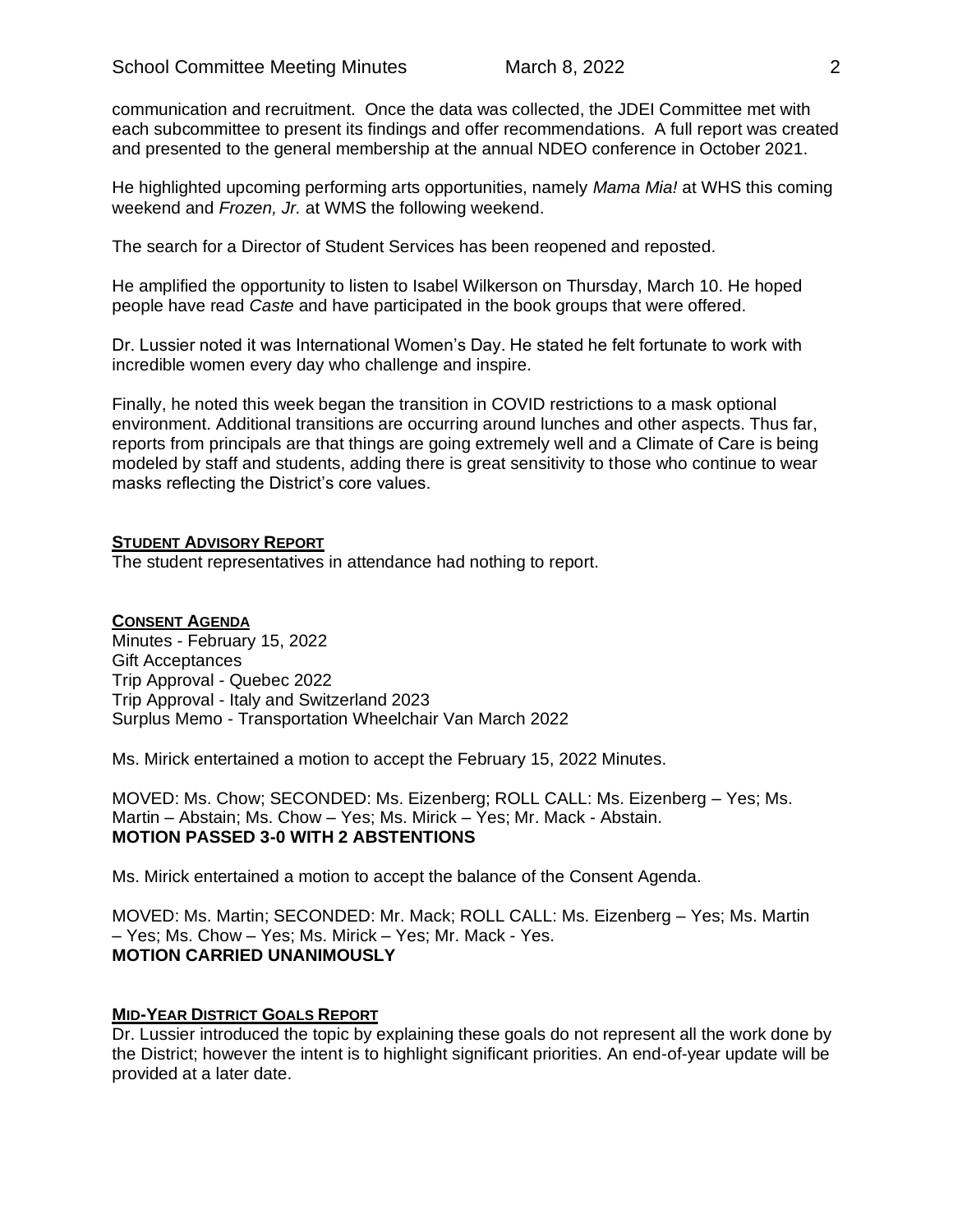communication and recruitment. Once the data was collected, the JDEI Committee met with each subcommittee to present its findings and offer recommendations. A full report was created and presented to the general membership at the annual NDEO conference in October 2021.

He highlighted upcoming performing arts opportunities, namely *Mama Mia!* at WHS this coming weekend and *Frozen, Jr.* at WMS the following weekend.

The search for a Director of Student Services has been reopened and reposted.

He amplified the opportunity to listen to Isabel Wilkerson on Thursday, March 10. He hoped people have read *Caste* and have participated in the book groups that were offered.

Dr. Lussier noted it was International Women's Day. He stated he felt fortunate to work with incredible women every day who challenge and inspire.

Finally, he noted this week began the transition in COVID restrictions to a mask optional environment. Additional transitions are occurring around lunches and other aspects. Thus far, reports from principals are that things are going extremely well and a Climate of Care is being modeled by staff and students, adding there is great sensitivity to those who continue to wear masks reflecting the District's core values.

## STUDENT ADVISORY REPORT

The student representatives in attendance had nothing to report.

## CONSENT AGENDA

Minutes - February 15, 2022
Gift Acceptances
Trip Approval - Quebec 2022
Trip Approval - Italy and Switzerland 2023
Surplus Memo - Transportation Wheelchair Van March 2022

Ms. Mirick entertained a motion to accept the February 15, 2022 Minutes.

MOVED: Ms. Chow; SECONDED: Ms. Eizenberg; ROLL CALL: Ms. Eizenberg – Yes; Ms. Martin – Abstain; Ms. Chow – Yes; Ms. Mirick – Yes; Mr. Mack - Abstain.
**MOTION PASSED 3-0 WITH 2 ABSTENTIONS**

Ms. Mirick entertained a motion to accept the balance of the Consent Agenda.

MOVED: Ms. Martin; SECONDED: Mr. Mack; ROLL CALL: Ms. Eizenberg – Yes; Ms. Martin – Yes; Ms. Chow – Yes; Ms. Mirick – Yes; Mr. Mack - Yes.
**MOTION CARRIED UNANIMOUSLY**

## MID-YEAR DISTRICT GOALS REPORT

Dr. Lussier introduced the topic by explaining these goals do not represent all the work done by the District; however the intent is to highlight significant priorities. An end-of-year update will be provided at a later date.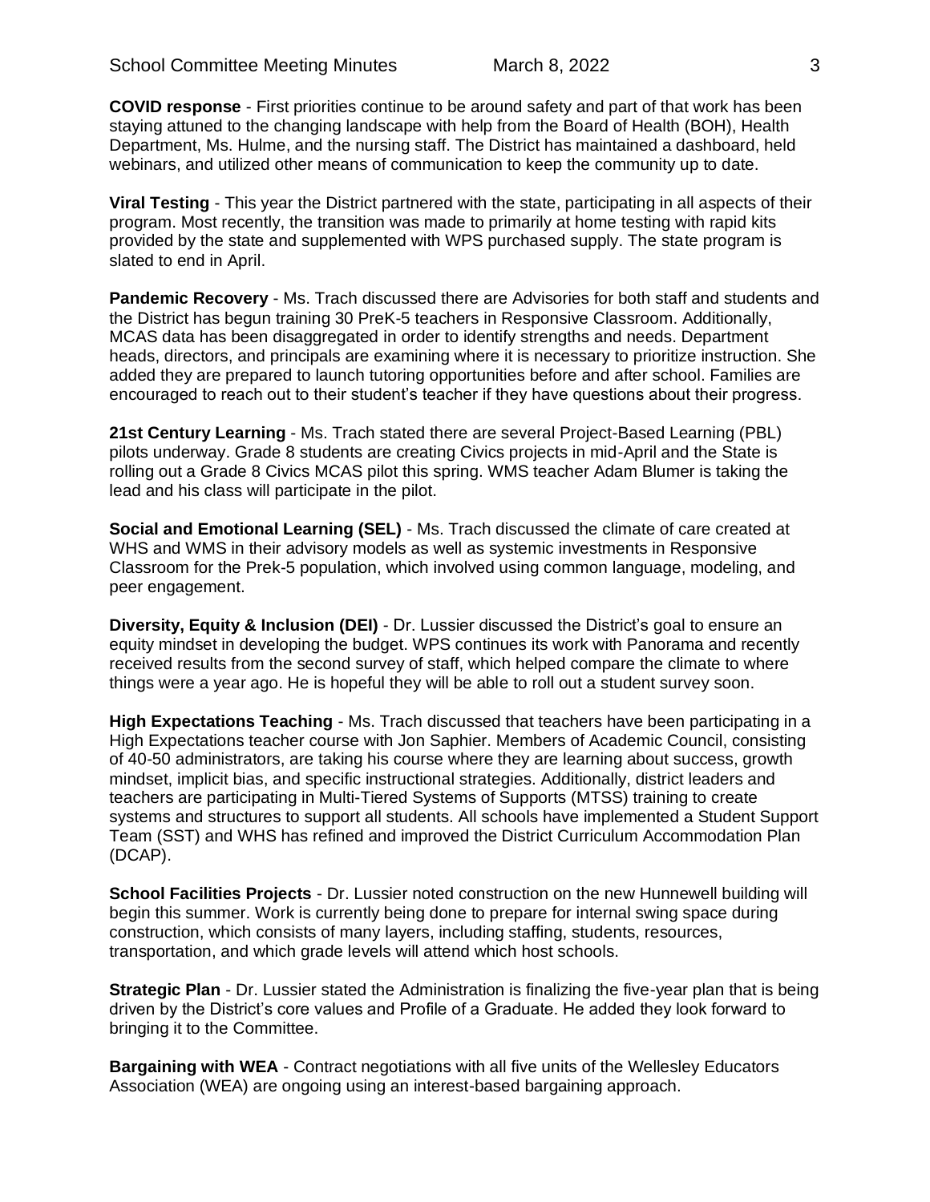**COVID response** - First priorities continue to be around safety and part of that work has been staying attuned to the changing landscape with help from the Board of Health (BOH), Health Department, Ms. Hulme, and the nursing staff. The District has maintained a dashboard, held webinars, and utilized other means of communication to keep the community up to date.

**Viral Testing** - This year the District partnered with the state, participating in all aspects of their program. Most recently, the transition was made to primarily at home testing with rapid kits provided by the state and supplemented with WPS purchased supply. The state program is slated to end in April.

**Pandemic Recovery** - Ms. Trach discussed there are Advisories for both staff and students and the District has begun training 30 PreK-5 teachers in Responsive Classroom. Additionally, MCAS data has been disaggregated in order to identify strengths and needs. Department heads, directors, and principals are examining where it is necessary to prioritize instruction. She added they are prepared to launch tutoring opportunities before and after school. Families are encouraged to reach out to their student's teacher if they have questions about their progress.

**21st Century Learning** - Ms. Trach stated there are several Project-Based Learning (PBL) pilots underway. Grade 8 students are creating Civics projects in mid-April and the State is rolling out a Grade 8 Civics MCAS pilot this spring. WMS teacher Adam Blumer is taking the lead and his class will participate in the pilot.

**Social and Emotional Learning (SEL)** - Ms. Trach discussed the climate of care created at WHS and WMS in their advisory models as well as systemic investments in Responsive Classroom for the Prek-5 population, which involved using common language, modeling, and peer engagement.

**Diversity, Equity & Inclusion (DEI)** - Dr. Lussier discussed the District's goal to ensure an equity mindset in developing the budget. WPS continues its work with Panorama and recently received results from the second survey of staff, which helped compare the climate to where things were a year ago. He is hopeful they will be able to roll out a student survey soon.

**High Expectations Teaching** - Ms. Trach discussed that teachers have been participating in a High Expectations teacher course with Jon Saphier. Members of Academic Council, consisting of 40-50 administrators, are taking his course where they are learning about success, growth mindset, implicit bias, and specific instructional strategies. Additionally, district leaders and teachers are participating in Multi-Tiered Systems of Supports (MTSS) training to create systems and structures to support all students. All schools have implemented a Student Support Team (SST) and WHS has refined and improved the District Curriculum Accommodation Plan (DCAP).

**School Facilities Projects** - Dr. Lussier noted construction on the new Hunnewell building will begin this summer. Work is currently being done to prepare for internal swing space during construction, which consists of many layers, including staffing, students, resources, transportation, and which grade levels will attend which host schools.

**Strategic Plan** - Dr. Lussier stated the Administration is finalizing the five-year plan that is being driven by the District's core values and Profile of a Graduate. He added they look forward to bringing it to the Committee.

**Bargaining with WEA** - Contract negotiations with all five units of the Wellesley Educators Association (WEA) are ongoing using an interest-based bargaining approach.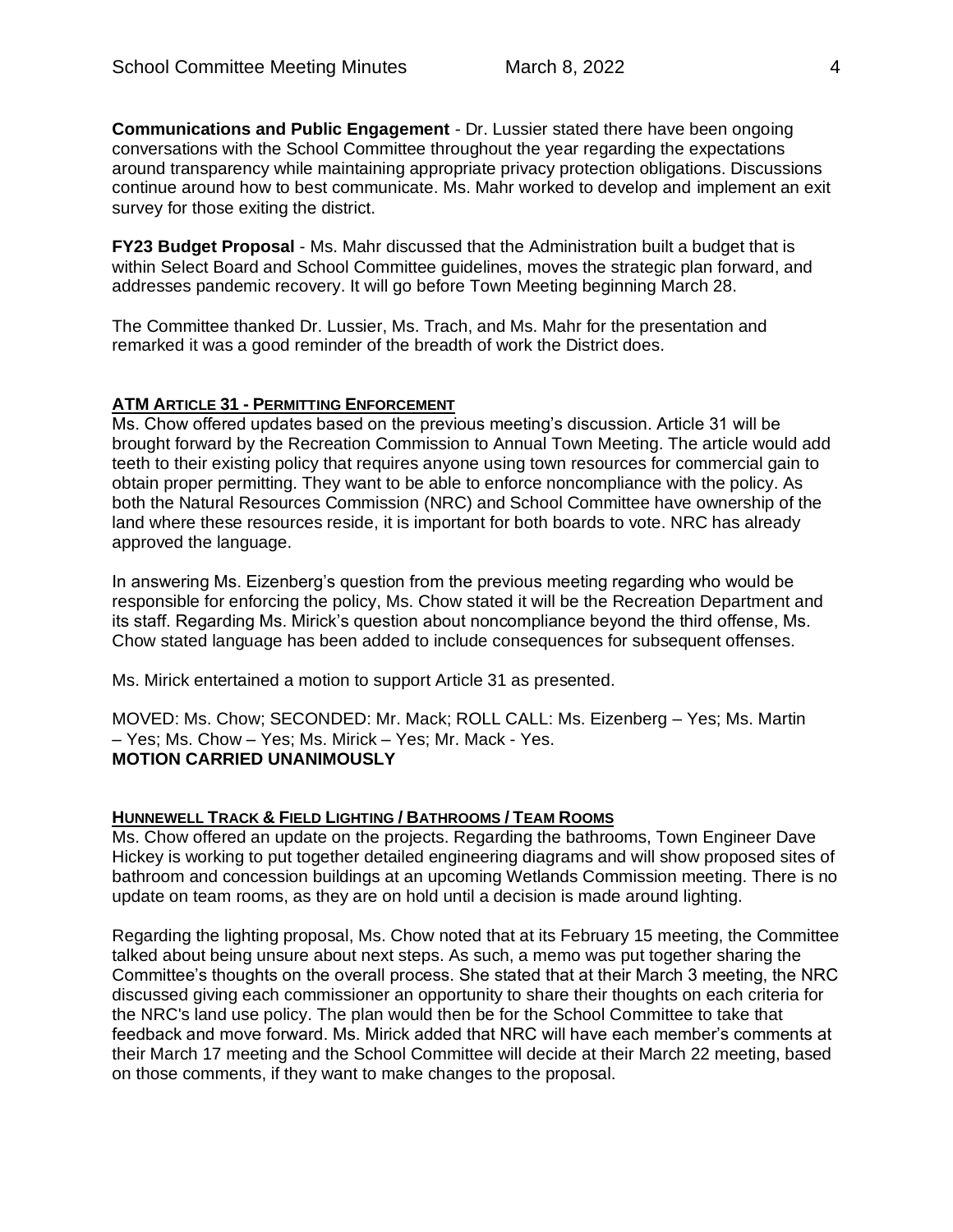**Communications and Public Engagement** - Dr. Lussier stated there have been ongoing conversations with the School Committee throughout the year regarding the expectations around transparency while maintaining appropriate privacy protection obligations. Discussions continue around how to best communicate. Ms. Mahr worked to develop and implement an exit survey for those exiting the district.

**FY23 Budget Proposal** - Ms. Mahr discussed that the Administration built a budget that is within Select Board and School Committee guidelines, moves the strategic plan forward, and addresses pandemic recovery. It will go before Town Meeting beginning March 28.

The Committee thanked Dr. Lussier, Ms. Trach, and Ms. Mahr for the presentation and remarked it was a good reminder of the breadth of work the District does.

## ATM ARTICLE 31 - PERMITTING ENFORCEMENT

Ms. Chow offered updates based on the previous meeting's discussion. Article 31 will be brought forward by the Recreation Commission to Annual Town Meeting. The article would add teeth to their existing policy that requires anyone using town resources for commercial gain to obtain proper permitting. They want to be able to enforce noncompliance with the policy. As both the Natural Resources Commission (NRC) and School Committee have ownership of the land where these resources reside, it is important for both boards to vote. NRC has already approved the language.

In answering Ms. Eizenberg's question from the previous meeting regarding who would be responsible for enforcing the policy, Ms. Chow stated it will be the Recreation Department and its staff. Regarding Ms. Mirick's question about noncompliance beyond the third offense, Ms. Chow stated language has been added to include consequences for subsequent offenses.

Ms. Mirick entertained a motion to support Article 31 as presented.

MOVED: Ms. Chow; SECONDED: Mr. Mack; ROLL CALL: Ms. Eizenberg – Yes; Ms. Martin – Yes; Ms. Chow – Yes; Ms. Mirick – Yes; Mr. Mack - Yes.
**MOTION CARRIED UNANIMOUSLY**

## HUNNEWELL TRACK & FIELD LIGHTING / BATHROOMS / TEAM ROOMS

Ms. Chow offered an update on the projects. Regarding the bathrooms, Town Engineer Dave Hickey is working to put together detailed engineering diagrams and will show proposed sites of bathroom and concession buildings at an upcoming Wetlands Commission meeting. There is no update on team rooms, as they are on hold until a decision is made around lighting.

Regarding the lighting proposal, Ms. Chow noted that at its February 15 meeting, the Committee talked about being unsure about next steps. As such, a memo was put together sharing the Committee's thoughts on the overall process. She stated that at their March 3 meeting, the NRC discussed giving each commissioner an opportunity to share their thoughts on each criteria for the NRC's land use policy. The plan would then be for the School Committee to take that feedback and move forward. Ms. Mirick added that NRC will have each member's comments at their March 17 meeting and the School Committee will decide at their March 22 meeting, based on those comments, if they want to make changes to the proposal.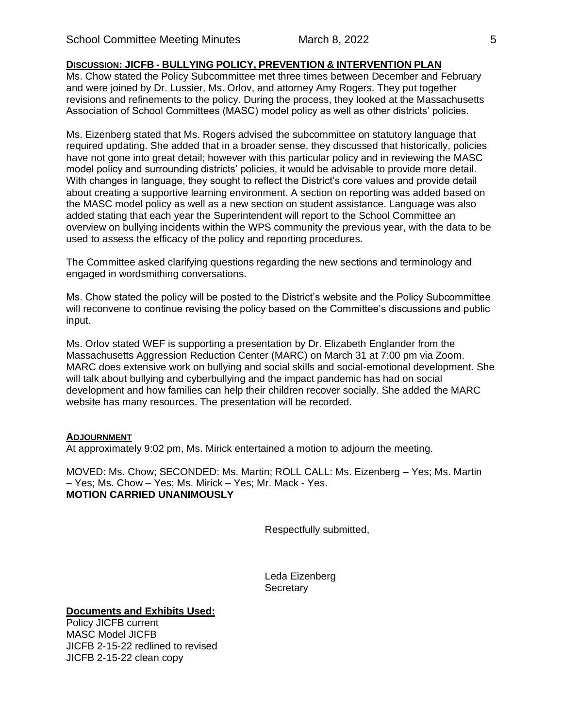**DISCUSSION: JICFB - BULLYING POLICY, PREVENTION & INTERVENTION PLAN**

Ms. Chow stated the Policy Subcommittee met three times between December and February and were joined by Dr. Lussier, Ms. Orlov, and attorney Amy Rogers. They put together revisions and refinements to the policy. During the process, they looked at the Massachusetts Association of School Committees (MASC) model policy as well as other districts' policies.

Ms. Eizenberg stated that Ms. Rogers advised the subcommittee on statutory language that required updating. She added that in a broader sense, they discussed that historically, policies have not gone into great detail; however with this particular policy and in reviewing the MASC model policy and surrounding districts' policies, it would be advisable to provide more detail. With changes in language, they sought to reflect the District's core values and provide detail about creating a supportive learning environment. A section on reporting was added based on the MASC model policy as well as a new section on student assistance. Language was also added stating that each year the Superintendent will report to the School Committee an overview on bullying incidents within the WPS community the previous year, with the data to be used to assess the efficacy of the policy and reporting procedures.

The Committee asked clarifying questions regarding the new sections and terminology and engaged in wordsmithing conversations.

Ms. Chow stated the policy will be posted to the District's website and the Policy Subcommittee will reconvene to continue revising the policy based on the Committee's discussions and public input.

Ms. Orlov stated WEF is supporting a presentation by Dr. Elizabeth Englander from the Massachusetts Aggression Reduction Center (MARC) on March 31 at 7:00 pm via Zoom. MARC does extensive work on bullying and social skills and social-emotional development. She will talk about bullying and cyberbullying and the impact pandemic has had on social development and how families can help their children recover socially. She added the MARC website has many resources. The presentation will be recorded.

**ADJOURNMENT**

At approximately 9:02 pm, Ms. Mirick entertained a motion to adjourn the meeting.

MOVED: Ms. Chow; SECONDED: Ms. Martin; ROLL CALL: Ms. Eizenberg – Yes; Ms. Martin – Yes; Ms. Chow – Yes; Ms. Mirick – Yes; Mr. Mack - Yes.
**MOTION CARRIED UNANIMOUSLY**

Respectfully submitted,

Leda Eizenberg
Secretary

**Documents and Exhibits Used:**

Policy JICFB current
MASC Model JICFB
JICFB 2-15-22 redlined to revised
JICFB 2-15-22 clean copy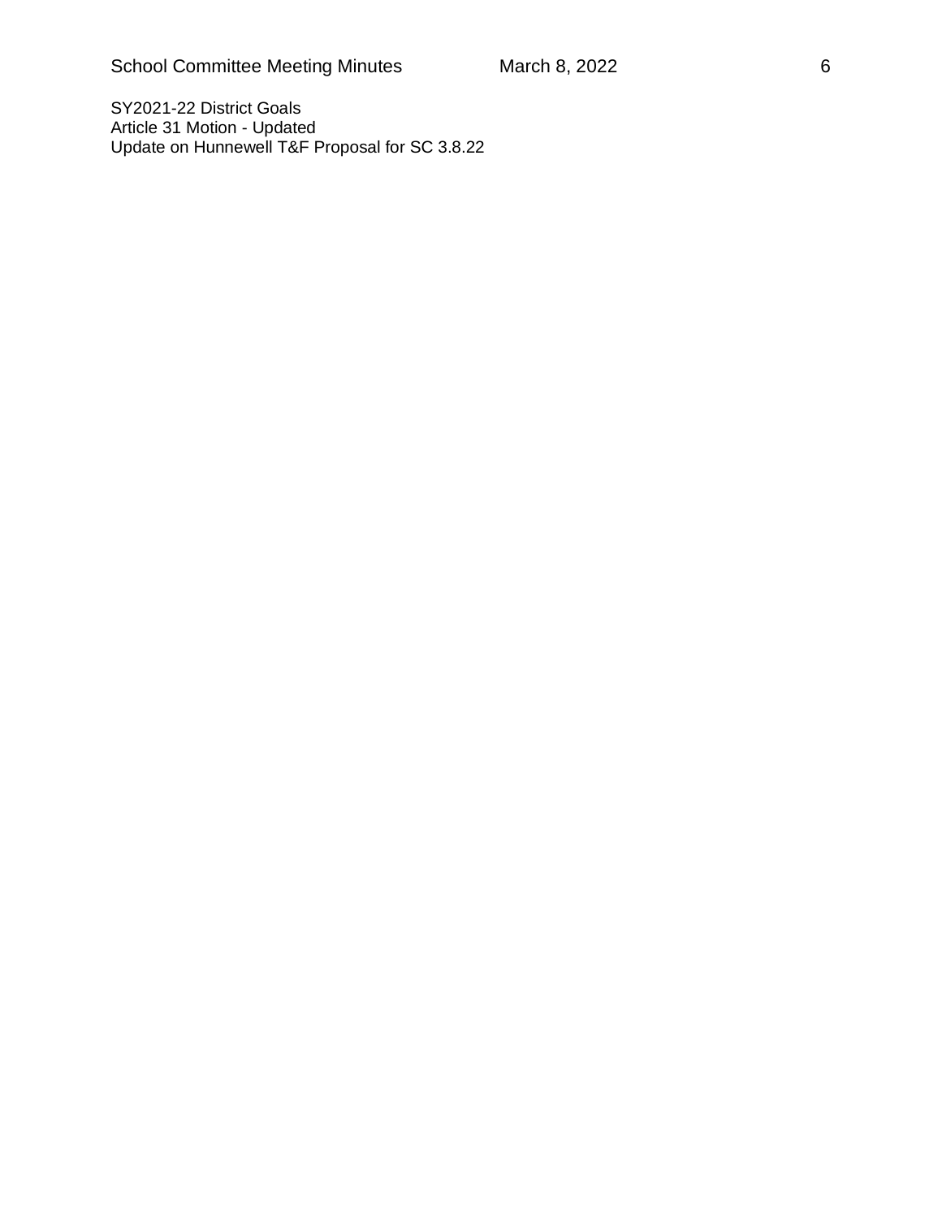SY2021-22 District Goals
Article 31 Motion - Updated
Update on Hunnewell T&F Proposal for SC 3.8.22